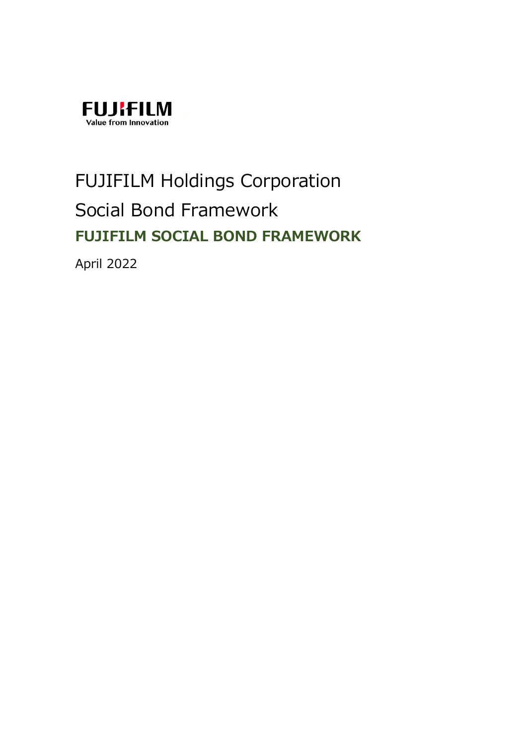FUJIFILM
Value from Innovation

# FUJIFILM Holdings Corporation

# Social Bond Framework

## FUJIFILM SOCIAL BOND FRAMEWORK

April 2022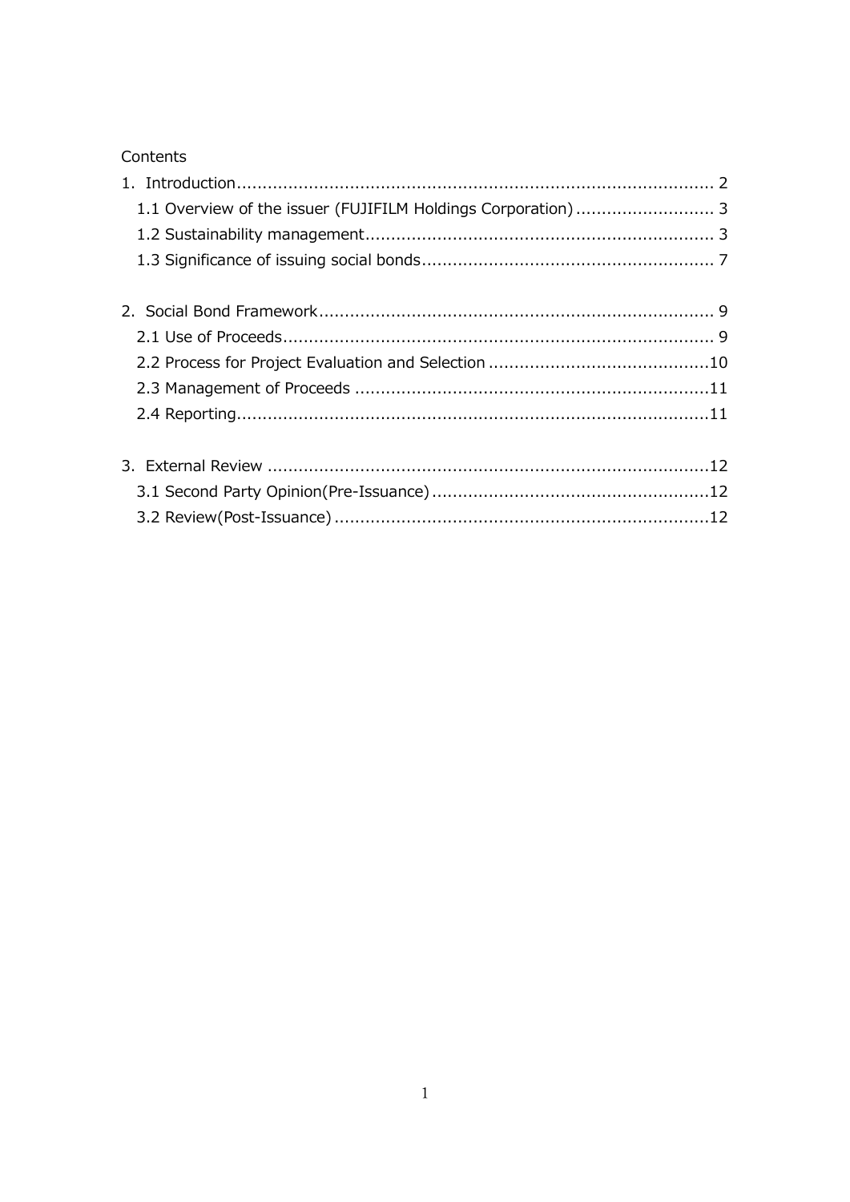Contents

1. Introduction ........................................................................................ 2
   - 1.1 Overview of the issuer (FUJIFILM Holdings Corporation) ........................... 3
   - 1.2 Sustainability management .................................................................... 3
   - 1.3 Significance of issuing social bonds ......................................................... 7

2. Social Bond Framework ............................................................................ 9
   - 2.1 Use of Proceeds .................................................................................... 9
   - 2.2 Process for Project Evaluation and Selection ............................................ 10
   - 2.3 Management of Proceeds ...................................................................... 11
   - 2.4 Reporting ........................................................................................... 11

3. External Review ...................................................................................... 12
   - 3.1 Second Party Opinion(Pre-Issuance) ....................................................... 12
   - 3.2 Review(Post-Issuance) ......................................................................... 12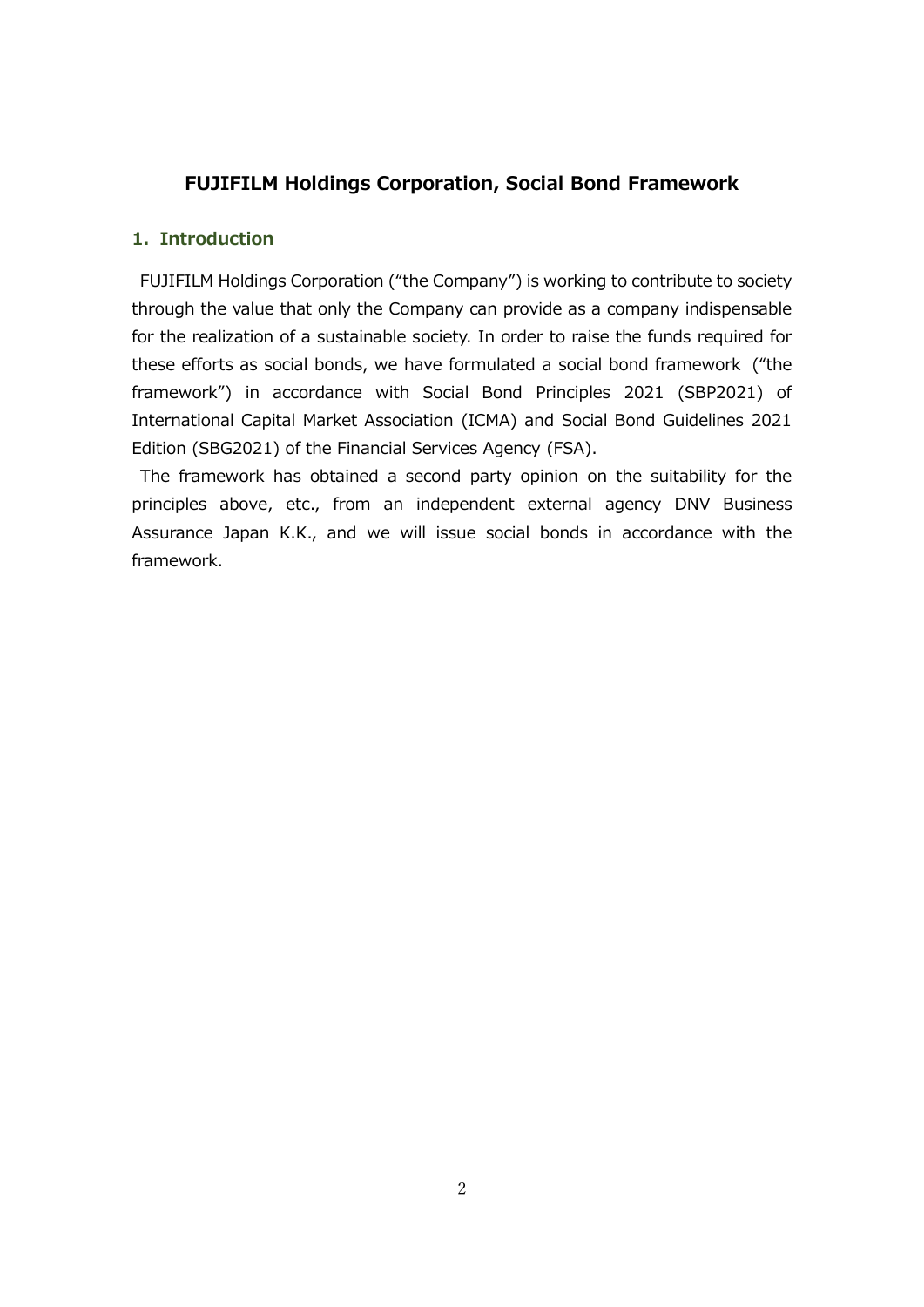# FUJIFILM Holdings Corporation, Social Bond Framework

## 1. Introduction

FUJIFILM Holdings Corporation ("the Company") is working to contribute to society through the value that only the Company can provide as a company indispensable for the realization of a sustainable society. In order to raise the funds required for these efforts as social bonds, we have formulated a social bond framework ("the framework") in accordance with Social Bond Principles 2021 (SBP2021) of International Capital Market Association (ICMA) and Social Bond Guidelines 2021 Edition (SBG2021) of the Financial Services Agency (FSA).

The framework has obtained a second party opinion on the suitability for the principles above, etc., from an independent external agency DNV Business Assurance Japan K.K., and we will issue social bonds in accordance with the framework.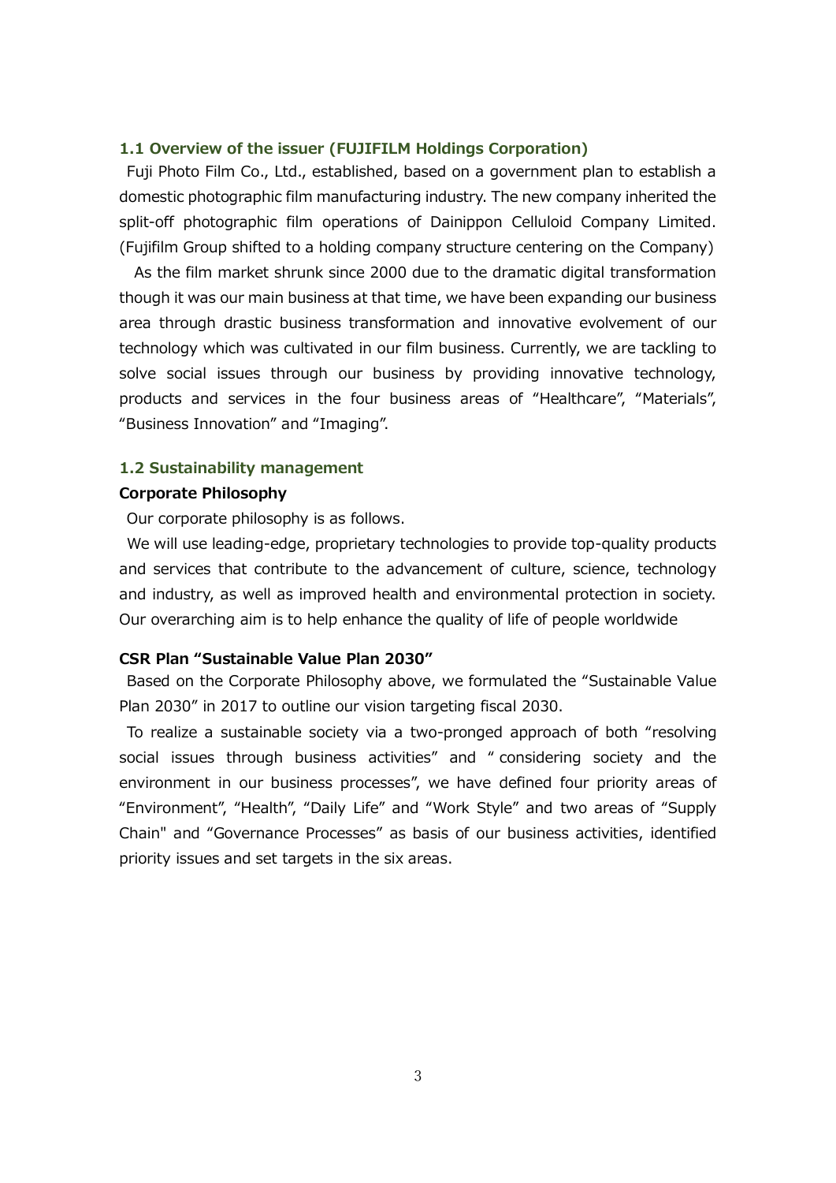### 1.1 Overview of the issuer (FUJIFILM Holdings Corporation)

Fuji Photo Film Co., Ltd., established, based on a government plan to establish a domestic photographic film manufacturing industry. The new company inherited the split-off photographic film operations of Dainippon Celluloid Company Limited. (Fujifilm Group shifted to a holding company structure centering on the Company)

As the film market shrunk since 2000 due to the dramatic digital transformation though it was our main business at that time, we have been expanding our business area through drastic business transformation and innovative evolvement of our technology which was cultivated in our film business. Currently, we are tackling to solve social issues through our business by providing innovative technology, products and services in the four business areas of "Healthcare", "Materials", "Business Innovation" and "Imaging".

### 1.2 Sustainability management

**Corporate Philosophy**

Our corporate philosophy is as follows.

We will use leading-edge, proprietary technologies to provide top-quality products and services that contribute to the advancement of culture, science, technology and industry, as well as improved health and environmental protection in society. Our overarching aim is to help enhance the quality of life of people worldwide

**CSR Plan "Sustainable Value Plan 2030"**

Based on the Corporate Philosophy above, we formulated the "Sustainable Value Plan 2030" in 2017 to outline our vision targeting fiscal 2030.

To realize a sustainable society via a two-pronged approach of both "resolving social issues through business activities" and " considering society and the environment in our business processes", we have defined four priority areas of "Environment", "Health", "Daily Life" and "Work Style" and two areas of "Supply Chain" and "Governance Processes" as basis of our business activities, identified priority issues and set targets in the six areas.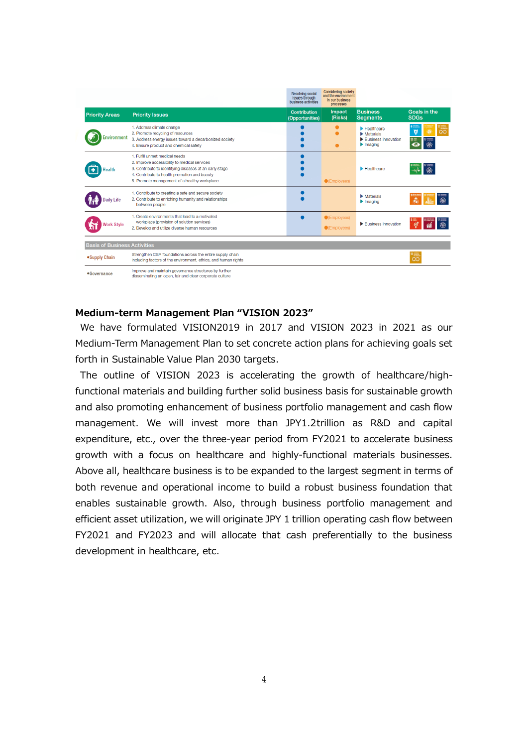| | | Resolving social issues through business activities | Considering society and the environment in our business processes | | |
|---|---|---|---|---|---|
| **Priority Areas** | **Priority Issues** | **Contribution (Opportunities)** | **Impact (Risks)** | **Business Segments** | **Goals in the SDGs** |
| Environment | 1. Address climate change<br>2. Promote recycling of resources<br>3. Address energy issues toward a decarbonized society<br>4. Ensure product and chemical safety | ●<br>●<br>●<br>● | ●<br>●<br><br>● | ▶ Healthcare<br>▶ Materials<br>▶ Business Innovation<br>▶ Imaging | |
| Health | 1. Fulfill unmet medical needs<br>2. Improve accessibility to medical services<br>3. Contribute to identifying diseases at an early stage<br>4. Contribute to health promotion and beauty<br>5. Promote management of a healthy workplace | ●<br>●<br>●<br>● | <br><br><br><br>●(Employees) | ▶ Healthcare | |
| Daily Life | 1. Contribute to creating a safe and secure society<br>2. Contribute to enriching humanity and relationships between people | ●<br>● | | ▶ Materials<br>▶ Imaging | |
| Work Style | 1. Create environments that lead to a motivated workplace (provision of solution services)<br>2. Develop and utilize diverse human resources | ● | ●(Employees)<br>●(Employees) | ▶ Business Innovation | |
| **Basis of Business Activities** | | | | | |
| •Supply Chain | Strengthen CSR foundations across the entire supply chain including factors of the environment, ethics, and human rights | | | | |
| •Governance | Improve and maintain governance structures by further disseminating an open, fair and clear corporate culture | | | | |

**Medium-term Management Plan "VISION 2023"**

We have formulated VISION2019 in 2017 and VISION 2023 in 2021 as our Medium-Term Management Plan to set concrete action plans for achieving goals set forth in Sustainable Value Plan 2030 targets.

The outline of VISION 2023 is accelerating the growth of healthcare/high-functional materials and building further solid business basis for sustainable growth and also promoting enhancement of business portfolio management and cash flow management. We will invest more than JPY1.2trillion as R&D and capital expenditure, etc., over the three-year period from FY2021 to accelerate business growth with a focus on healthcare and highly-functional materials businesses. Above all, healthcare business is to be expanded to the largest segment in terms of both revenue and operational income to build a robust business foundation that enables sustainable growth. Also, through business portfolio management and efficient asset utilization, we will originate JPY 1 trillion operating cash flow between FY2021 and FY2023 and will allocate that cash preferentially to the business development in healthcare, etc.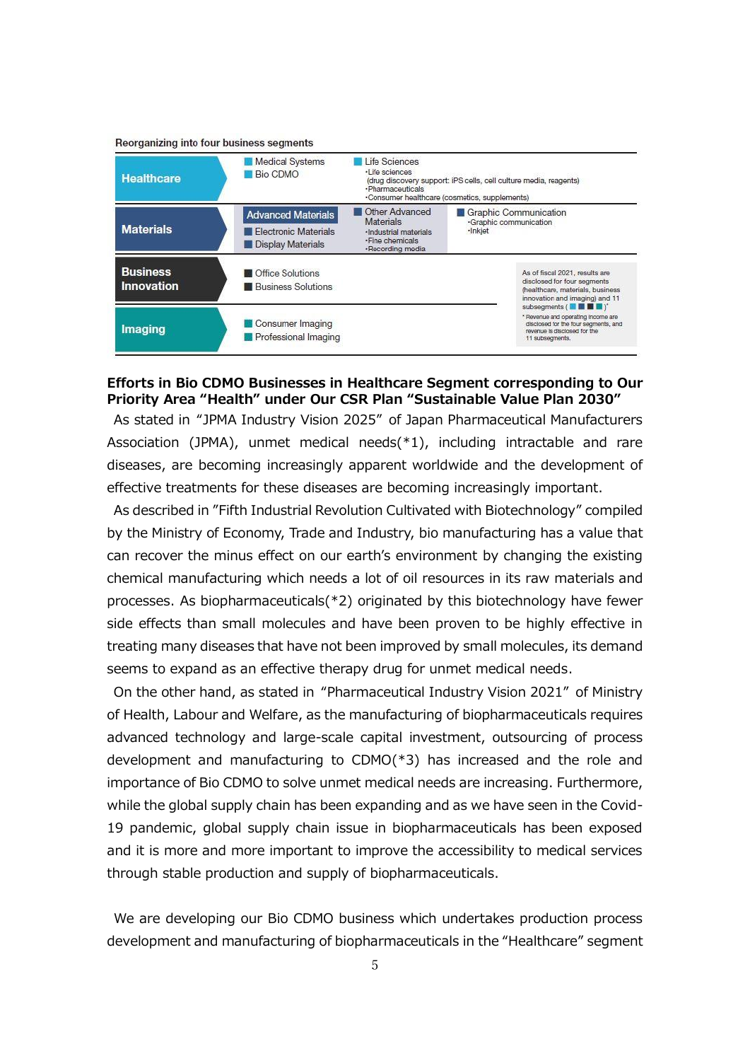**Reorganizing into four business segments**

| Segment | Subsegments | | |
|---|---|---|---|
| Healthcare | Medical Systems<br>Bio CDMO | Life Sciences<br>・Life sciences<br>(drug discovery support: iPS cells, cell culture media, reagents)<br>・Pharmaceuticals<br>・Consumer healthcare (cosmetics, supplements) | |
| Materials | Advanced Materials<br>Electronic Materials<br>Display Materials | Other Advanced Materials<br>・Industrial materials<br>・Fine chemicals<br>・Recording media | Graphic Communication<br>・Graphic communication<br>・Inkjet |
| Business Innovation | Office Solutions<br>Business Solutions | | |
| Imaging | Consumer Imaging<br>Professional Imaging | | |

As of fiscal 2021, results are disclosed for four segments (healthcare, materials, business innovation and imaging) and 11 subsegments ( ■ ■ ■ ■ )*

* Revenue and operating income are disclosed for the four segments, and revenue is disclosed for the 11 subsegments.

**Efforts in Bio CDMO Businesses in Healthcare Segment corresponding to Our Priority Area "Health" under Our CSR Plan "Sustainable Value Plan 2030"**

As stated in "JPMA Industry Vision 2025" of Japan Pharmaceutical Manufacturers Association (JPMA), unmet medical needs(*1), including intractable and rare diseases, are becoming increasingly apparent worldwide and the development of effective treatments for these diseases are becoming increasingly important.

As described in "Fifth Industrial Revolution Cultivated with Biotechnology" compiled by the Ministry of Economy, Trade and Industry, bio manufacturing has a value that can recover the minus effect on our earth's environment by changing the existing chemical manufacturing which needs a lot of oil resources in its raw materials and processes. As biopharmaceuticals(*2) originated by this biotechnology have fewer side effects than small molecules and have been proven to be highly effective in treating many diseases that have not been improved by small molecules, its demand seems to expand as an effective therapy drug for unmet medical needs.

On the other hand, as stated in "Pharmaceutical Industry Vision 2021" of Ministry of Health, Labour and Welfare, as the manufacturing of biopharmaceuticals requires advanced technology and large-scale capital investment, outsourcing of process development and manufacturing to CDMO(*3) has increased and the role and importance of Bio CDMO to solve unmet medical needs are increasing. Furthermore, while the global supply chain has been expanding and as we have seen in the Covid-19 pandemic, global supply chain issue in biopharmaceuticals has been exposed and it is more and more important to improve the accessibility to medical services through stable production and supply of biopharmaceuticals.

We are developing our Bio CDMO business which undertakes production process development and manufacturing of biopharmaceuticals in the "Healthcare" segment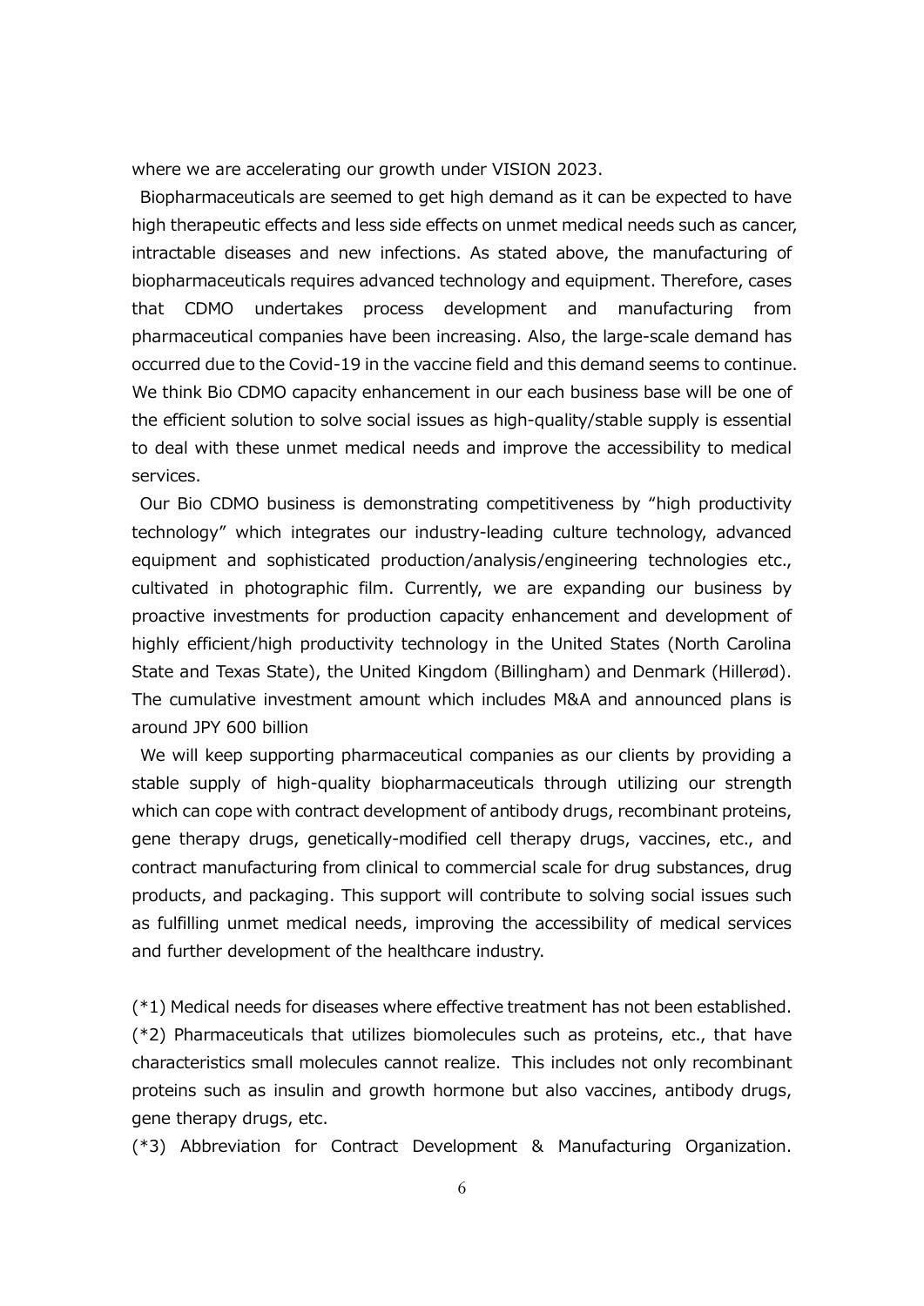where we are accelerating our growth under VISION 2023.

Biopharmaceuticals are seemed to get high demand as it can be expected to have high therapeutic effects and less side effects on unmet medical needs such as cancer, intractable diseases and new infections. As stated above, the manufacturing of biopharmaceuticals requires advanced technology and equipment. Therefore, cases that CDMO undertakes process development and manufacturing from pharmaceutical companies have been increasing. Also, the large-scale demand has occurred due to the Covid-19 in the vaccine field and this demand seems to continue. We think Bio CDMO capacity enhancement in our each business base will be one of the efficient solution to solve social issues as high-quality/stable supply is essential to deal with these unmet medical needs and improve the accessibility to medical services.

Our Bio CDMO business is demonstrating competitiveness by "high productivity technology" which integrates our industry-leading culture technology, advanced equipment and sophisticated production/analysis/engineering technologies etc., cultivated in photographic film. Currently, we are expanding our business by proactive investments for production capacity enhancement and development of highly efficient/high productivity technology in the United States (North Carolina State and Texas State), the United Kingdom (Billingham) and Denmark (Hillerød). The cumulative investment amount which includes M&A and announced plans is around JPY 600 billion

We will keep supporting pharmaceutical companies as our clients by providing a stable supply of high-quality biopharmaceuticals through utilizing our strength which can cope with contract development of antibody drugs, recombinant proteins, gene therapy drugs, genetically-modified cell therapy drugs, vaccines, etc., and contract manufacturing from clinical to commercial scale for drug substances, drug products, and packaging. This support will contribute to solving social issues such as fulfilling unmet medical needs, improving the accessibility of medical services and further development of the healthcare industry.

(*1) Medical needs for diseases where effective treatment has not been established.
(*2) Pharmaceuticals that utilizes biomolecules such as proteins, etc., that have characteristics small molecules cannot realize. This includes not only recombinant proteins such as insulin and growth hormone but also vaccines, antibody drugs, gene therapy drugs, etc.
(*3) Abbreviation for Contract Development & Manufacturing Organization.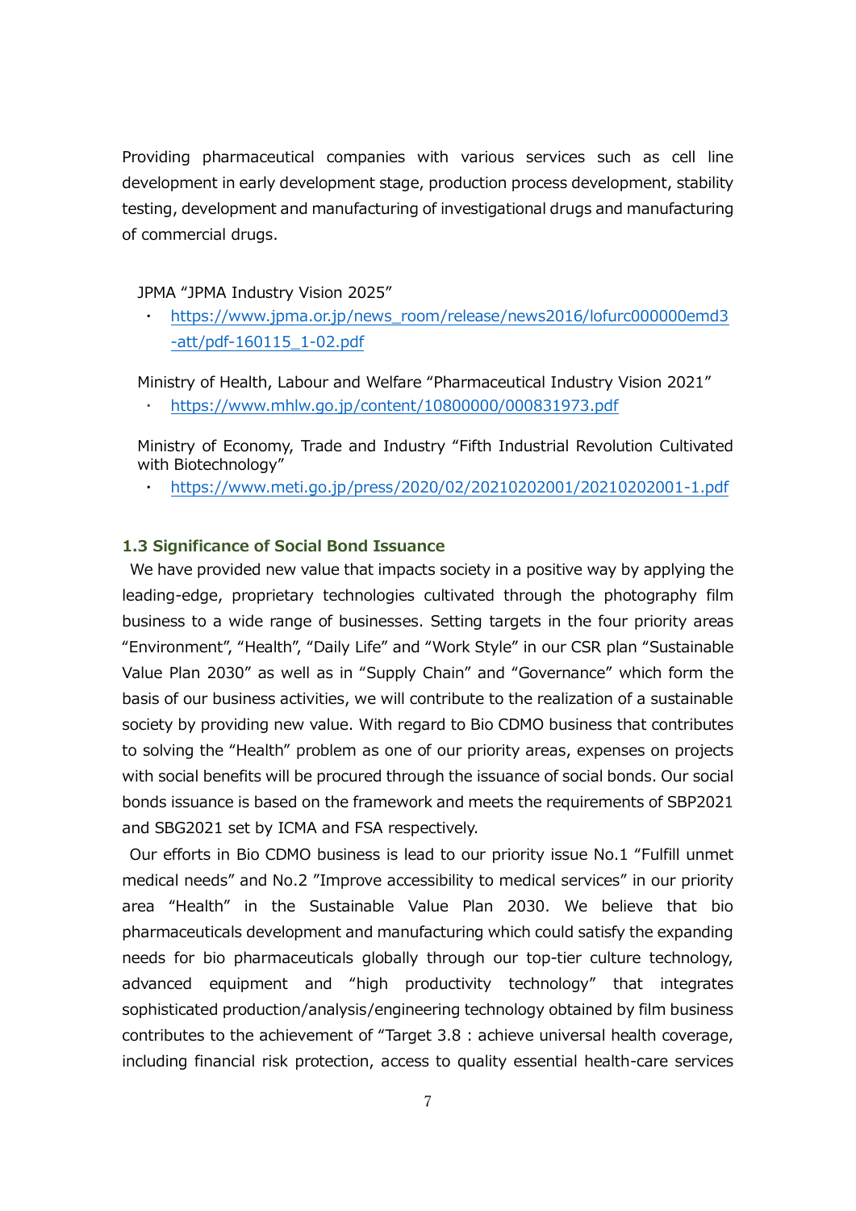Providing pharmaceutical companies with various services such as cell line development in early development stage, production process development, stability testing, development and manufacturing of investigational drugs and manufacturing of commercial drugs.

JPMA "JPMA Industry Vision 2025"

- https://www.jpma.or.jp/news_room/release/news2016/lofurc000000emd3-att/pdf-160115_1-02.pdf

Ministry of Health, Labour and Welfare "Pharmaceutical Industry Vision 2021"

- https://www.mhlw.go.jp/content/10800000/000831973.pdf

Ministry of Economy, Trade and Industry "Fifth Industrial Revolution Cultivated with Biotechnology"

- https://www.meti.go.jp/press/2020/02/20210202001/20210202001-1.pdf

### 1.3 Significance of Social Bond Issuance

We have provided new value that impacts society in a positive way by applying the leading-edge, proprietary technologies cultivated through the photography film business to a wide range of businesses. Setting targets in the four priority areas "Environment", "Health", "Daily Life" and "Work Style" in our CSR plan "Sustainable Value Plan 2030" as well as in "Supply Chain" and "Governance" which form the basis of our business activities, we will contribute to the realization of a sustainable society by providing new value. With regard to Bio CDMO business that contributes to solving the "Health" problem as one of our priority areas, expenses on projects with social benefits will be procured through the issuance of social bonds. Our social bonds issuance is based on the framework and meets the requirements of SBP2021 and SBG2021 set by ICMA and FSA respectively.

Our efforts in Bio CDMO business is lead to our priority issue No.1 "Fulfill unmet medical needs" and No.2 "Improve accessibility to medical services" in our priority area "Health" in the Sustainable Value Plan 2030. We believe that bio pharmaceuticals development and manufacturing which could satisfy the expanding needs for bio pharmaceuticals globally through our top-tier culture technology, advanced equipment and "high productivity technology" that integrates sophisticated production/analysis/engineering technology obtained by film business contributes to the achievement of "Target 3.8 : achieve universal health coverage, including financial risk protection, access to quality essential health-care services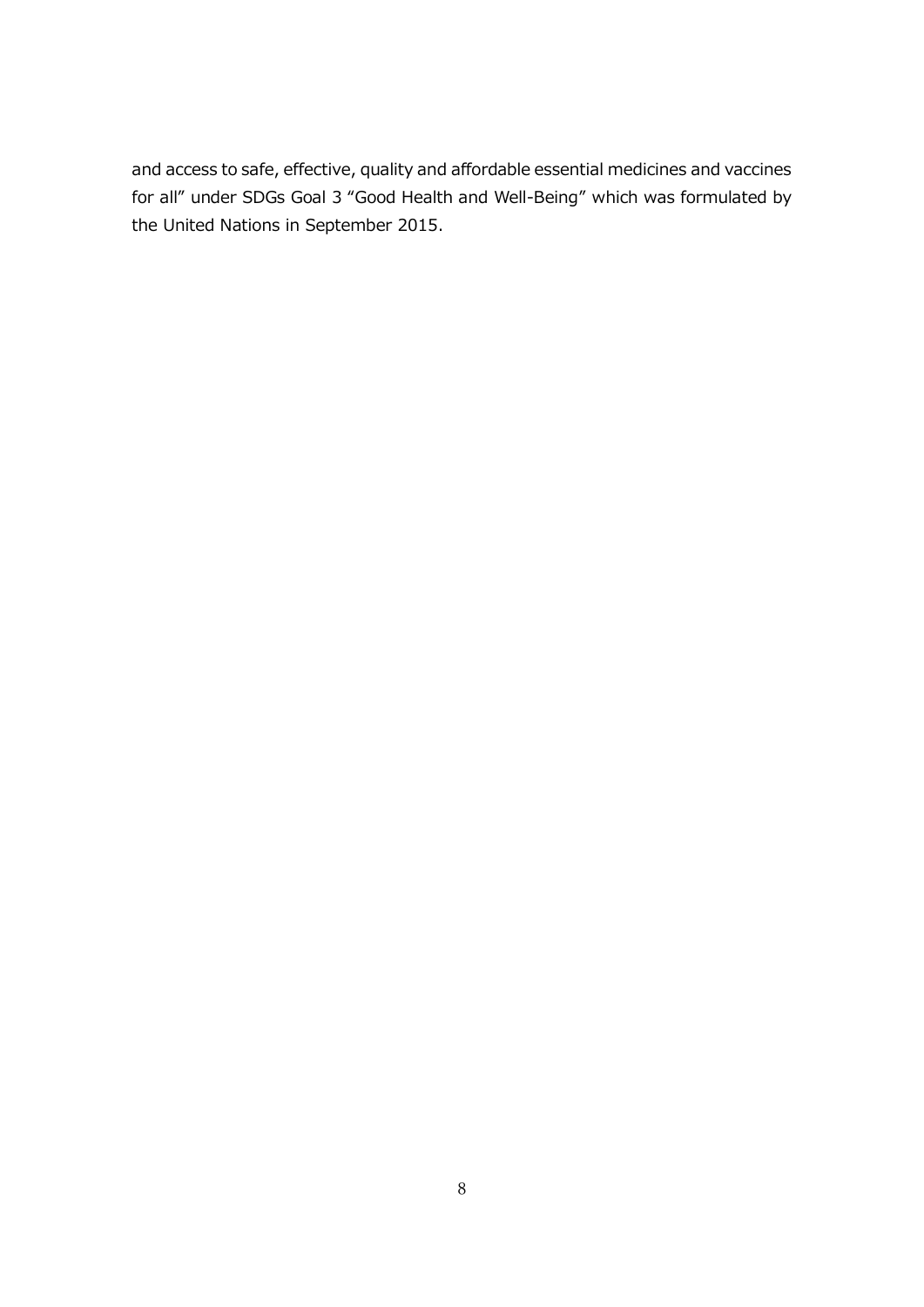and access to safe, effective, quality and affordable essential medicines and vaccines for all" under SDGs Goal 3 "Good Health and Well-Being" which was formulated by the United Nations in September 2015.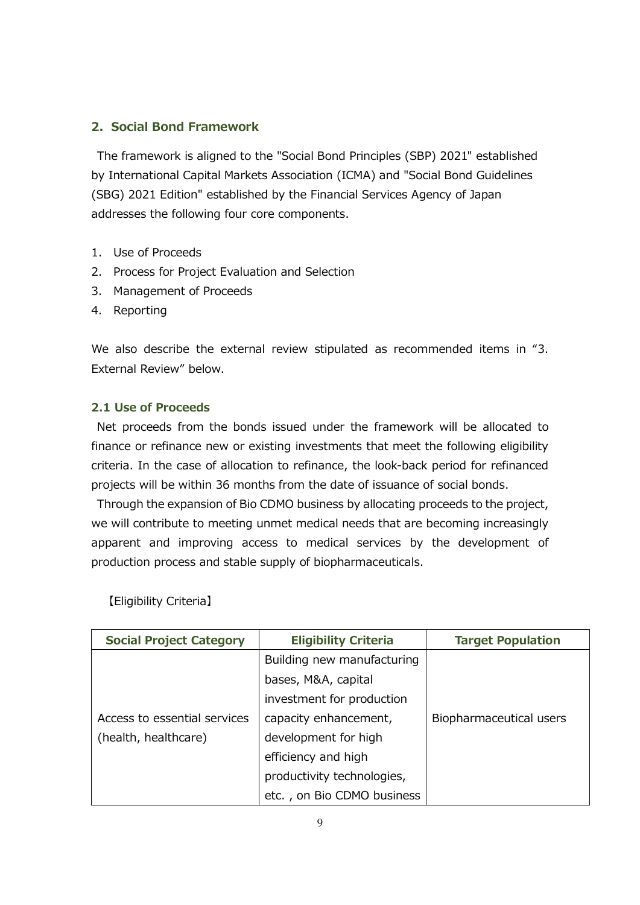## 2. Social Bond Framework

The framework is aligned to the "Social Bond Principles (SBP) 2021" established by International Capital Markets Association (ICMA) and "Social Bond Guidelines (SBG) 2021 Edition" established by the Financial Services Agency of Japan addresses the following four core components.

1. Use of Proceeds
2. Process for Project Evaluation and Selection
3. Management of Proceeds
4. Reporting

We also describe the external review stipulated as recommended items in "3. External Review" below.

### 2.1 Use of Proceeds

Net proceeds from the bonds issued under the framework will be allocated to finance or refinance new or existing investments that meet the following eligibility criteria. In the case of allocation to refinance, the look-back period for refinanced projects will be within 36 months from the date of issuance of social bonds.

Through the expansion of Bio CDMO business by allocating proceeds to the project, we will contribute to meeting unmet medical needs that are becoming increasingly apparent and improving access to medical services by the development of production process and stable supply of biopharmaceuticals.

【Eligibility Criteria】

| Social Project Category | Eligibility Criteria | Target Population |
|---|---|---|
| Access to essential services (health, healthcare) | Building new manufacturing bases, M&A, capital investment for production capacity enhancement, development for high efficiency and high productivity technologies, etc. , on Bio CDMO business | Biopharmaceutical users |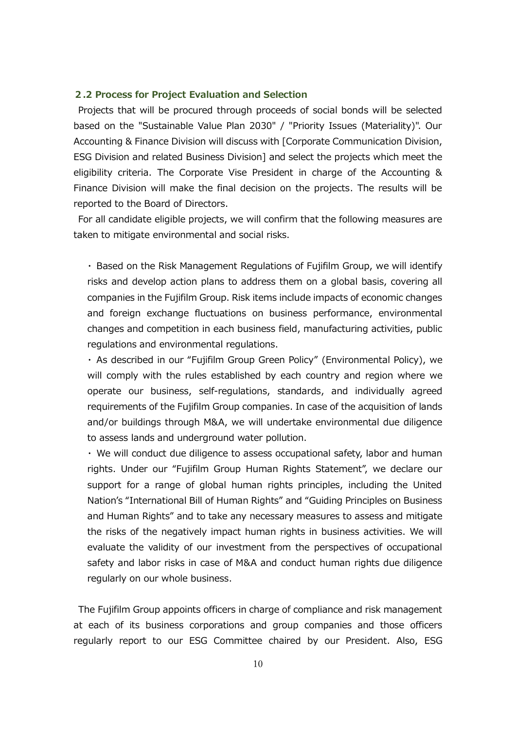## 2.2 Process for Project Evaluation and Selection

Projects that will be procured through proceeds of social bonds will be selected based on the "Sustainable Value Plan 2030" / "Priority Issues (Materiality)". Our Accounting & Finance Division will discuss with [Corporate Communication Division, ESG Division and related Business Division] and select the projects which meet the eligibility criteria. The Corporate Vise President in charge of the Accounting & Finance Division will make the final decision on the projects. The results will be reported to the Board of Directors.

For all candidate eligible projects, we will confirm that the following measures are taken to mitigate environmental and social risks.

- Based on the Risk Management Regulations of Fujifilm Group, we will identify risks and develop action plans to address them on a global basis, covering all companies in the Fujifilm Group. Risk items include impacts of economic changes and foreign exchange fluctuations on business performance, environmental changes and competition in each business field, manufacturing activities, public regulations and environmental regulations.
- As described in our "Fujifilm Group Green Policy" (Environmental Policy), we will comply with the rules established by each country and region where we operate our business, self-regulations, standards, and individually agreed requirements of the Fujifilm Group companies. In case of the acquisition of lands and/or buildings through M&A, we will undertake environmental due diligence to assess lands and underground water pollution.
- We will conduct due diligence to assess occupational safety, labor and human rights. Under our "Fujifilm Group Human Rights Statement", we declare our support for a range of global human rights principles, including the United Nation's "International Bill of Human Rights" and "Guiding Principles on Business and Human Rights" and to take any necessary measures to assess and mitigate the risks of the negatively impact human rights in business activities. We will evaluate the validity of our investment from the perspectives of occupational safety and labor risks in case of M&A and conduct human rights due diligence regularly on our whole business.

The Fujifilm Group appoints officers in charge of compliance and risk management at each of its business corporations and group companies and those officers regularly report to our ESG Committee chaired by our President. Also, ESG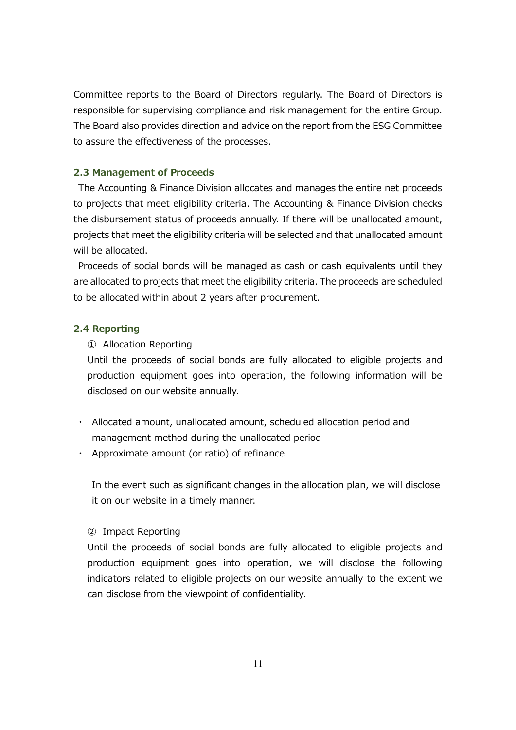Committee reports to the Board of Directors regularly. The Board of Directors is responsible for supervising compliance and risk management for the entire Group. The Board also provides direction and advice on the report from the ESG Committee to assure the effectiveness of the processes.

### 2.3 Management of Proceeds

The Accounting & Finance Division allocates and manages the entire net proceeds to projects that meet eligibility criteria. The Accounting & Finance Division checks the disbursement status of proceeds annually. If there will be unallocated amount, projects that meet the eligibility criteria will be selected and that unallocated amount will be allocated.

Proceeds of social bonds will be managed as cash or cash equivalents until they are allocated to projects that meet the eligibility criteria. The proceeds are scheduled to be allocated within about 2 years after procurement.

### 2.4 Reporting

① Allocation Reporting

Until the proceeds of social bonds are fully allocated to eligible projects and production equipment goes into operation, the following information will be disclosed on our website annually.

- Allocated amount, unallocated amount, scheduled allocation period and management method during the unallocated period
- Approximate amount (or ratio) of refinance

In the event such as significant changes in the allocation plan, we will disclose it on our website in a timely manner.

② Impact Reporting

Until the proceeds of social bonds are fully allocated to eligible projects and production equipment goes into operation, we will disclose the following indicators related to eligible projects on our website annually to the extent we can disclose from the viewpoint of confidentiality.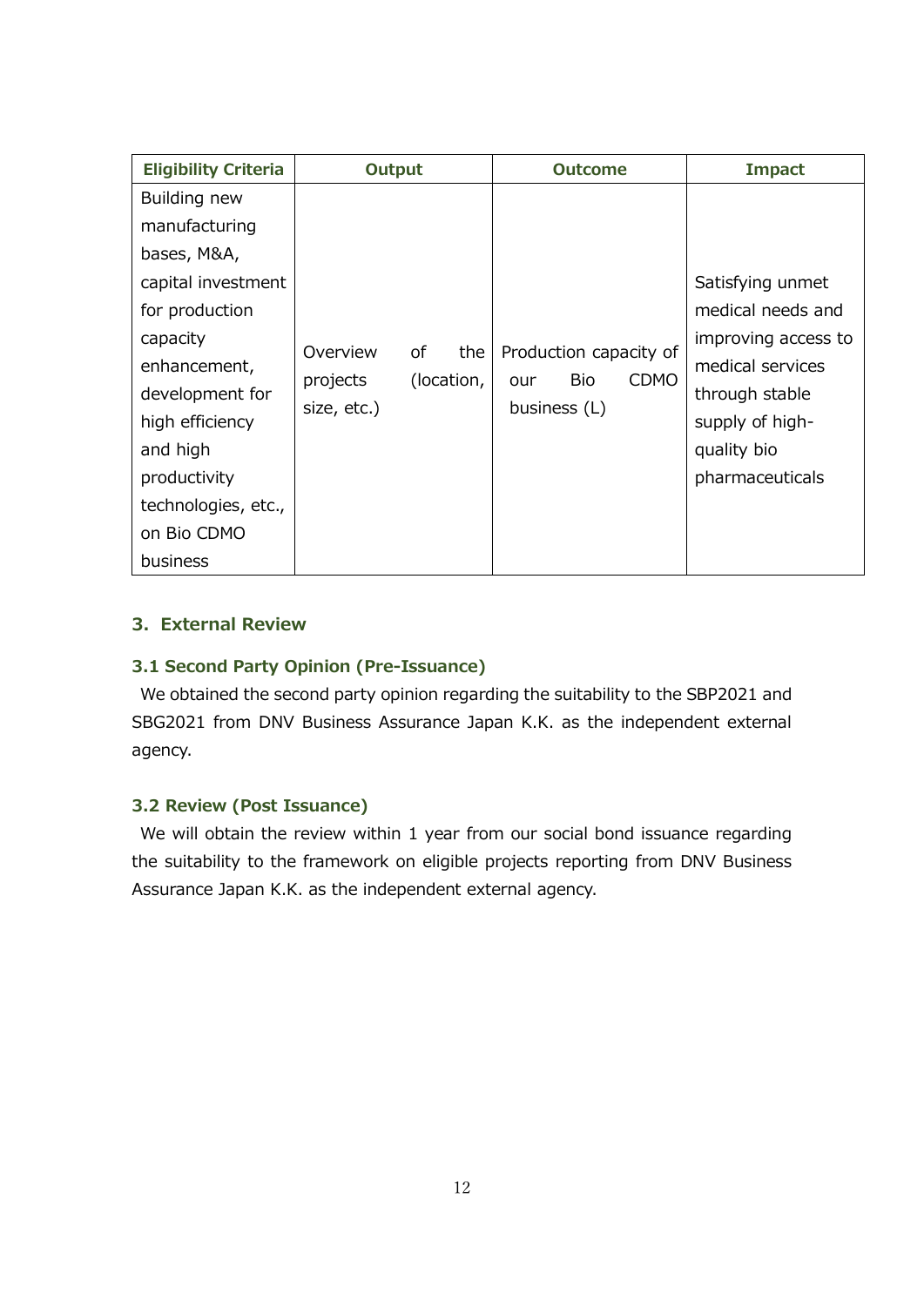| Eligibility Criteria | Output | Outcome | Impact |
|---|---|---|---|
| Building new manufacturing bases, M&A, capital investment for production capacity enhancement, development for high efficiency and high productivity technologies, etc., on Bio CDMO business | Overview of the projects (location, size, etc.) | Production capacity of our Bio CDMO business (L) | Satisfying unmet medical needs and improving access to medical services through stable supply of high-quality bio pharmaceuticals |

## 3. External Review

### 3.1 Second Party Opinion (Pre-Issuance)

We obtained the second party opinion regarding the suitability to the SBP2021 and SBG2021 from DNV Business Assurance Japan K.K. as the independent external agency.

### 3.2 Review (Post Issuance)

We will obtain the review within 1 year from our social bond issuance regarding the suitability to the framework on eligible projects reporting from DNV Business Assurance Japan K.K. as the independent external agency.